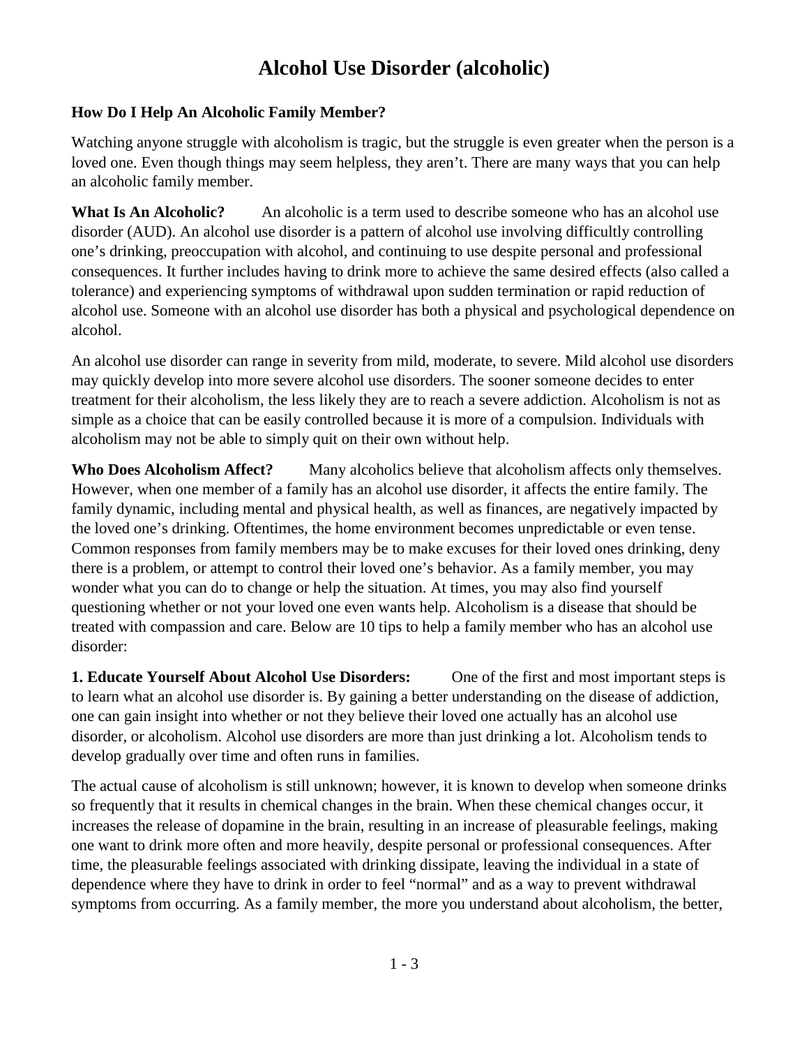# Alcohol Use Disorder (alcoholic)

## How Do I Help An Alcoholic Family Member?

Watching anyone struggle with alcoholism is tragic, but the struggle is even greater when the person is a loved one. Even though things may seem helpless, they aren't. There are many ways that you can help an alcoholic family member.

**What Is An Alcoholic?** An alcoholic is a term used to describe someone who has an alcohol use disorder (AUD). An alcohol use disorder is a pattern of alcohol use involving difficultly controlling one's drinking, preoccupation with alcohol, and continuing to use despite personal and professional consequences. It further includes having to drink more to achieve the same desired effects (also called a tolerance) and experiencing symptoms of withdrawal upon sudden termination or rapid reduction of alcohol use. Someone with an alcohol use disorder has both a physical and psychological dependence on alcohol.

An alcohol use disorder can range in severity from mild, moderate, to severe. Mild alcohol use disorders may quickly develop into more severe alcohol use disorders. The sooner someone decides to enter treatment for their alcoholism, the less likely they are to reach a severe addiction. Alcoholism is not as simple as a choice that can be easily controlled because it is more of a compulsion. Individuals with alcoholism may not be able to simply quit on their own without help.

**Who Does Alcoholism Affect?** Many alcoholics believe that alcoholism affects only themselves. However, when one member of a family has an alcohol use disorder, it affects the entire family. The family dynamic, including mental and physical health, as well as finances, are negatively impacted by the loved one's drinking. Oftentimes, the home environment becomes unpredictable or even tense. Common responses from family members may be to make excuses for their loved ones drinking, deny there is a problem, or attempt to control their loved one's behavior. As a family member, you may wonder what you can do to change or help the situation. At times, you may also find yourself questioning whether or not your loved one even wants help. Alcoholism is a disease that should be treated with compassion and care. Below are 10 tips to help a family member who has an alcohol use disorder:

**1. Educate Yourself About Alcohol Use Disorders:** One of the first and most important steps is to learn what an alcohol use disorder is. By gaining a better understanding on the disease of addiction, one can gain insight into whether or not they believe their loved one actually has an alcohol use disorder, or alcoholism. Alcohol use disorders are more than just drinking a lot. Alcoholism tends to develop gradually over time and often runs in families.

The actual cause of alcoholism is still unknown; however, it is known to develop when someone drinks so frequently that it results in chemical changes in the brain. When these chemical changes occur, it increases the release of dopamine in the brain, resulting in an increase of pleasurable feelings, making one want to drink more often and more heavily, despite personal or professional consequences. After time, the pleasurable feelings associated with drinking dissipate, leaving the individual in a state of dependence where they have to drink in order to feel "normal" and as a way to prevent withdrawal symptoms from occurring. As a family member, the more you understand about alcoholism, the better,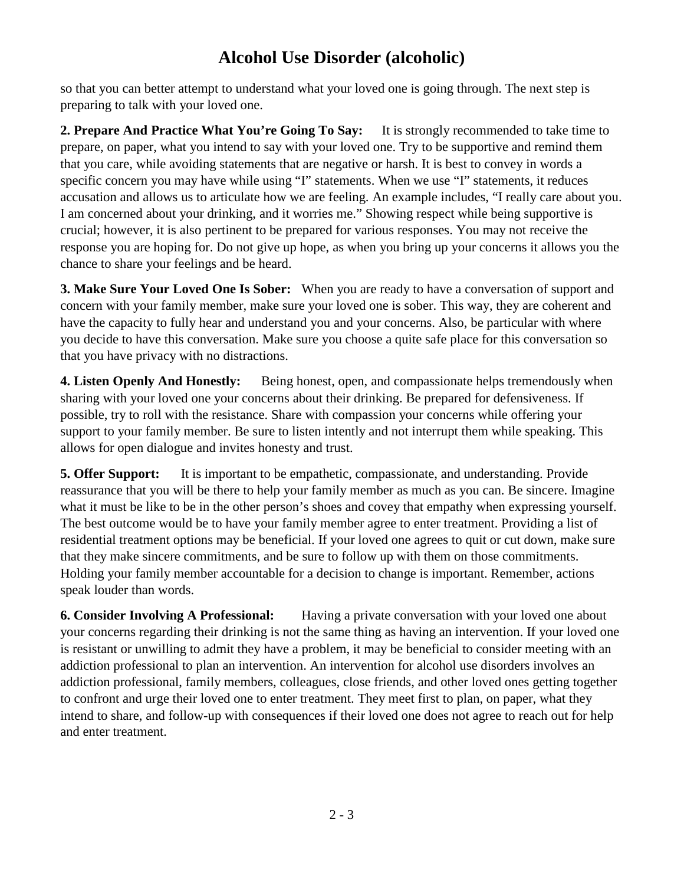so that you can better attempt to understand what your loved one is going through. The next step is preparing to talk with your loved one.

**2. Prepare And Practice What You're Going To Say:** It is strongly recommended to take time to prepare, on paper, what you intend to say with your loved one. Try to be supportive and remind them that you care, while avoiding statements that are negative or harsh. It is best to convey in words a specific concern you may have while using "I" statements. When we use "I" statements, it reduces accusation and allows us to articulate how we are feeling. An example includes, "I really care about you. I am concerned about your drinking, and it worries me." Showing respect while being supportive is crucial; however, it is also pertinent to be prepared for various responses. You may not receive the response you are hoping for. Do not give up hope, as when you bring up your concerns it allows you the chance to share your feelings and be heard.

**3. Make Sure Your Loved One Is Sober:** When you are ready to have a conversation of support and concern with your family member, make sure your loved one is sober. This way, they are coherent and have the capacity to fully hear and understand you and your concerns. Also, be particular with where you decide to have this conversation. Make sure you choose a quite safe place for this conversation so that you have privacy with no distractions.

**4. Listen Openly And Honestly:** Being honest, open, and compassionate helps tremendously when sharing with your loved one your concerns about their drinking. Be prepared for defensiveness. If possible, try to roll with the resistance. Share with compassion your concerns while offering your support to your family member. Be sure to listen intently and not interrupt them while speaking. This allows for open dialogue and invites honesty and trust.

**5. Offer Support:** It is important to be empathetic, compassionate, and understanding. Provide reassurance that you will be there to help your family member as much as you can. Be sincere. Imagine what it must be like to be in the other person's shoes and covey that empathy when expressing yourself. The best outcome would be to have your family member agree to enter treatment. Providing a list of residential treatment options may be beneficial. If your loved one agrees to quit or cut down, make sure that they make sincere commitments, and be sure to follow up with them on those commitments. Holding your family member accountable for a decision to change is important. Remember, actions speak louder than words.

**6. Consider Involving A Professional:** Having a private conversation with your loved one about your concerns regarding their drinking is not the same thing as having an intervention. If your loved one is resistant or unwilling to admit they have a problem, it may be beneficial to consider meeting with an addiction professional to plan an intervention. An intervention for alcohol use disorders involves an addiction professional, family members, colleagues, close friends, and other loved ones getting together to confront and urge their loved one to enter treatment. They meet first to plan, on paper, what they intend to share, and follow-up with consequences if their loved one does not agree to reach out for help and enter treatment.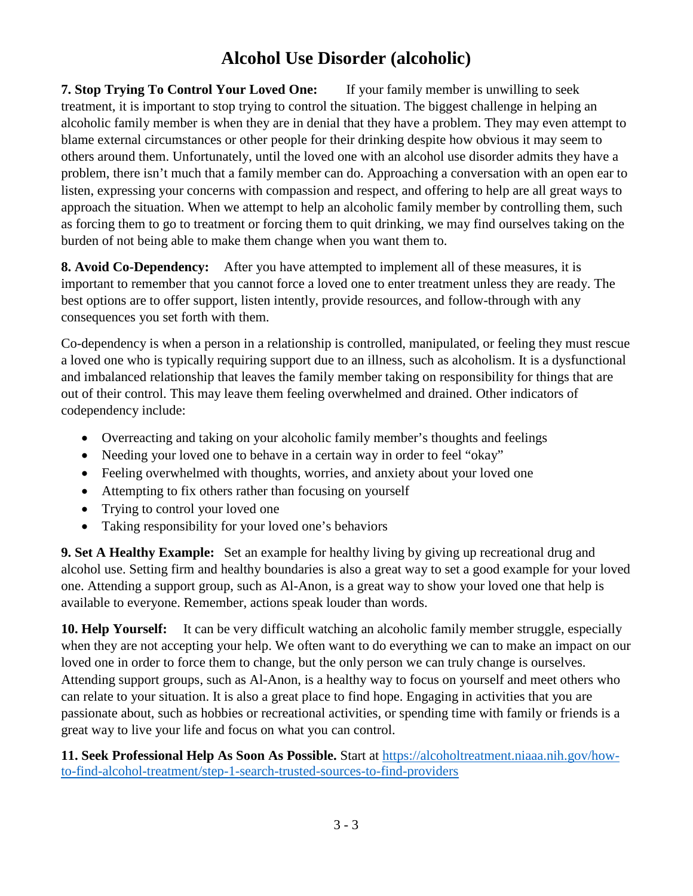# Alcohol Use Disorder (alcoholic)

**7. Stop Trying To Control Your Loved One:** If your family member is unwilling to seek treatment, it is important to stop trying to control the situation. The biggest challenge in helping an alcoholic family member is when they are in denial that they have a problem. They may even attempt to blame external circumstances or other people for their drinking despite how obvious it may seem to others around them. Unfortunately, until the loved one with an alcohol use disorder admits they have a problem, there isn't much that a family member can do. Approaching a conversation with an open ear to listen, expressing your concerns with compassion and respect, and offering to help are all great ways to approach the situation. When we attempt to help an alcoholic family member by controlling them, such as forcing them to go to treatment or forcing them to quit drinking, we may find ourselves taking on the burden of not being able to make them change when you want them to.

**8. Avoid Co-Dependency:** After you have attempted to implement all of these measures, it is important to remember that you cannot force a loved one to enter treatment unless they are ready. The best options are to offer support, listen intently, provide resources, and follow-through with any consequences you set forth with them.

Co-dependency is when a person in a relationship is controlled, manipulated, or feeling they must rescue a loved one who is typically requiring support due to an illness, such as alcoholism. It is a dysfunctional and imbalanced relationship that leaves the family member taking on responsibility for things that are out of their control. This may leave them feeling overwhelmed and drained. Other indicators of codependency include:

- Overreacting and taking on your alcoholic family member's thoughts and feelings
- Needing your loved one to behave in a certain way in order to feel "okay"
- Feeling overwhelmed with thoughts, worries, and anxiety about your loved one
- Attempting to fix others rather than focusing on yourself
- Trying to control your loved one
- Taking responsibility for your loved one's behaviors

**9. Set A Healthy Example:** Set an example for healthy living by giving up recreational drug and alcohol use. Setting firm and healthy boundaries is also a great way to set a good example for your loved one. Attending a support group, such as Al-Anon, is a great way to show your loved one that help is available to everyone. Remember, actions speak louder than words.

**10. Help Yourself:** It can be very difficult watching an alcoholic family member struggle, especially when they are not accepting your help. We often want to do everything we can to make an impact on our loved one in order to force them to change, but the only person we can truly change is ourselves. Attending support groups, such as Al-Anon, is a healthy way to focus on yourself and meet others who can relate to your situation. It is also a great place to find hope. Engaging in activities that you are passionate about, such as hobbies or recreational activities, or spending time with family or friends is a great way to live your life and focus on what you can control.

**11. Seek Professional Help As Soon As Possible.** Start at [https://alcoholtreatment.niaaa.nih.gov/how-to-find-alcohol-treatment/step-1-search-trusted-sources-to-find-providers](https://alcoholtreatment.niaaa.nih.gov/how-to-find-alcohol-treatment/step-1-search-trusted-sources-to-find-providers)